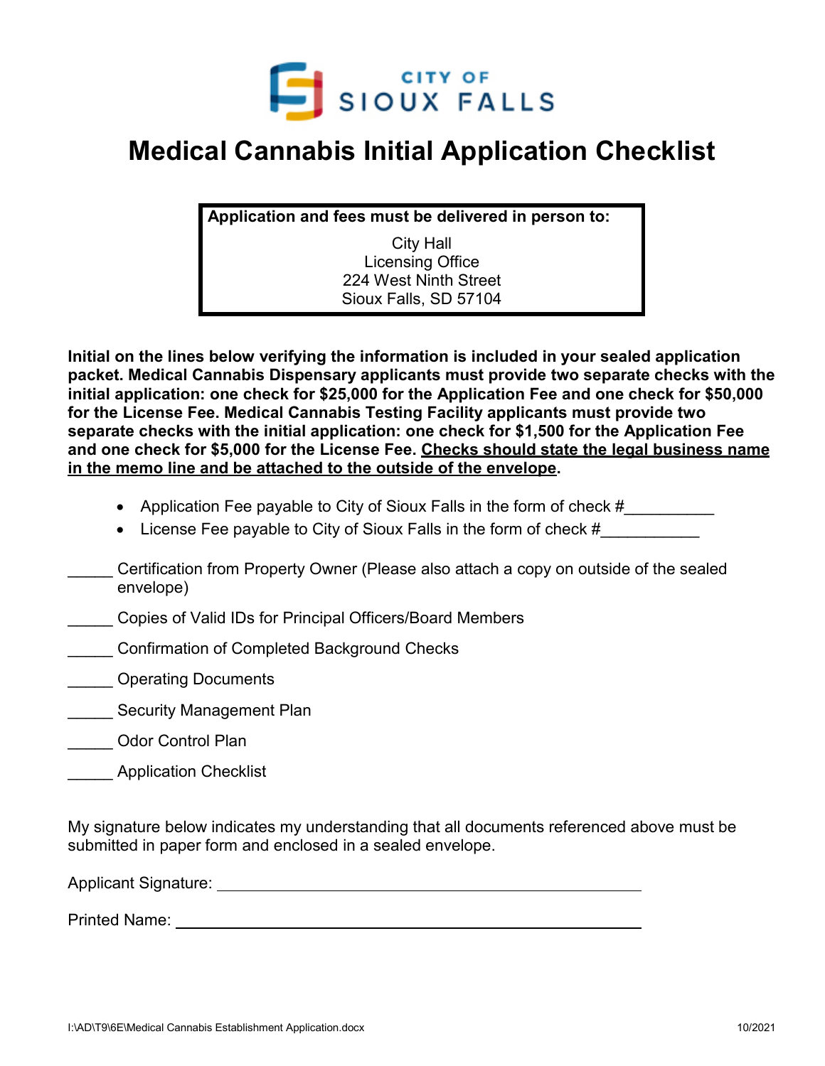CITY OF SIOUX FALLS

# Medical Cannabis Initial Application Checklist

**Application and fees must be delivered in person to:**

City Hall
Licensing Office
224 West Ninth Street
Sioux Falls, SD 57104

**Initial on the lines below verifying the information is included in your sealed application packet. Medical Cannabis Dispensary applicants must provide two separate checks with the initial application: one check for $25,000 for the Application Fee and one check for $50,000 for the License Fee. Medical Cannabis Testing Facility applicants must provide two separate checks with the initial application: one check for $1,500 for the Application Fee and one check for $5,000 for the License Fee. <u>Checks should state the legal business name in the memo line and be attached to the outside of the envelope</u>.**

- Application Fee payable to City of Sioux Falls in the form of check #__________
- License Fee payable to City of Sioux Falls in the form of check #___________

_____ Certification from Property Owner (Please also attach a copy on outside of the sealed envelope)

_____ Copies of Valid IDs for Principal Officers/Board Members

_____ Confirmation of Completed Background Checks

_____ Operating Documents

_____ Security Management Plan

_____ Odor Control Plan

_____ Application Checklist

My signature below indicates my understanding that all documents referenced above must be submitted in paper form and enclosed in a sealed envelope.

Applicant Signature: ____________________________________________

Printed Name: ____________________________________________

I:\AD\T9\6E\Medical Cannabis Establishment Application.docx 10/2021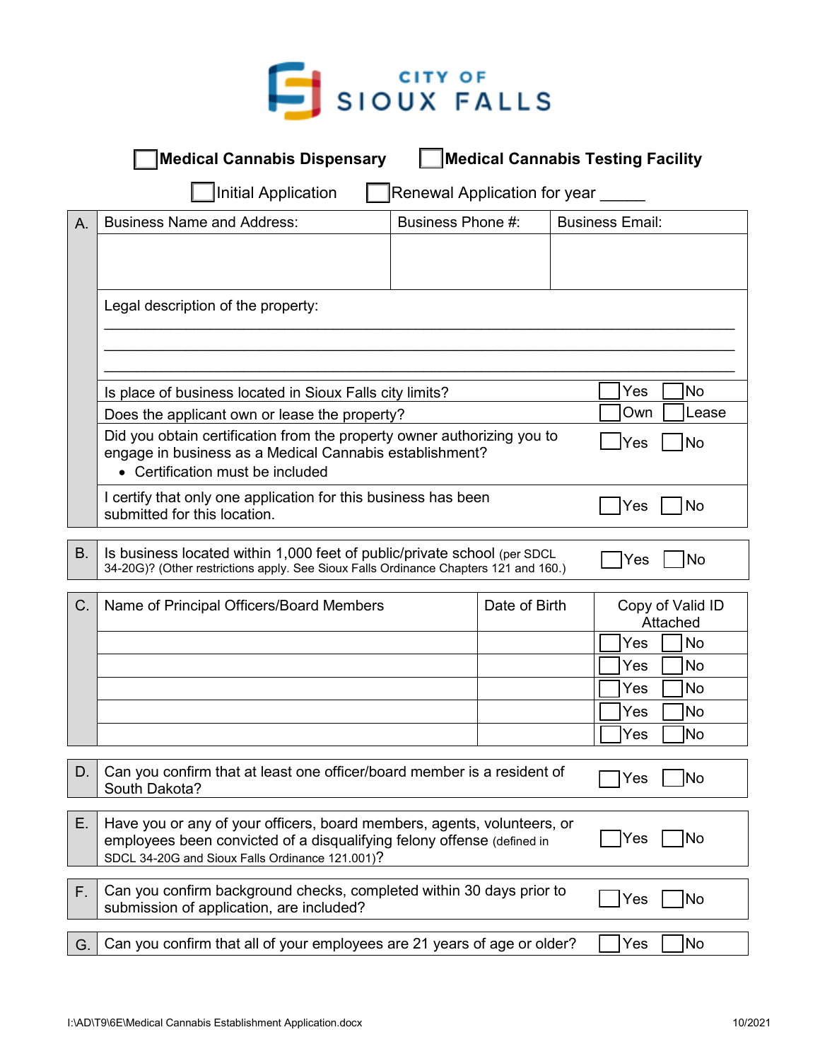# CITY OF SIOUX FALLS

☐ **Medical Cannabis Dispensary** ☐ **Medical Cannabis Testing Facility**

☐ Initial Application ☐ Renewal Application for year _____

| A. | Business Name and Address: | Business Phone #: | Business Email: |
|---|---|---|---|
| | | | |

Legal description of the property:

______________________________________________________________________________

______________________________________________________________________________

______________________________________________________________________________

| | | |
|---|---|---|
| Is place of business located in Sioux Falls city limits? | ☐ Yes | ☐ No |
| Does the applicant own or lease the property? | ☐ Own | ☐ Lease |
| Did you obtain certification from the property owner authorizing you to engage in business as a Medical Cannabis establishment?<br>• Certification must be included | ☐ Yes | ☐ No |
| I certify that only one application for this business has been submitted for this location. | ☐ Yes | ☐ No |

| | | | |
|---|---|---|---|
| B. | Is business located within 1,000 feet of public/private school (per SDCL 34-20G)? (Other restrictions apply. See Sioux Falls Ordinance Chapters 121 and 160.) | ☐ Yes | ☐ No |

| C. | Name of Principal Officers/Board Members | Date of Birth | Copy of Valid ID Attached |
|---|---|---|---|
| | | | ☐ Yes ☐ No |
| | | | ☐ Yes ☐ No |
| | | | ☐ Yes ☐ No |
| | | | ☐ Yes ☐ No |
| | | | ☐ Yes ☐ No |

| | | | |
|---|---|---|---|
| D. | Can you confirm that at least one officer/board member is a resident of South Dakota? | ☐ Yes | ☐ No |
| E. | Have you or any of your officers, board members, agents, volunteers, or employees been convicted of a disqualifying felony offense (defined in SDCL 34-20G and Sioux Falls Ordinance 121.001)? | ☐ Yes | ☐ No |
| F. | Can you confirm background checks, completed within 30 days prior to submission of application, are included? | ☐ Yes | ☐ No |
| G. | Can you confirm that all of your employees are 21 years of age or older? | ☐ Yes | ☐ No |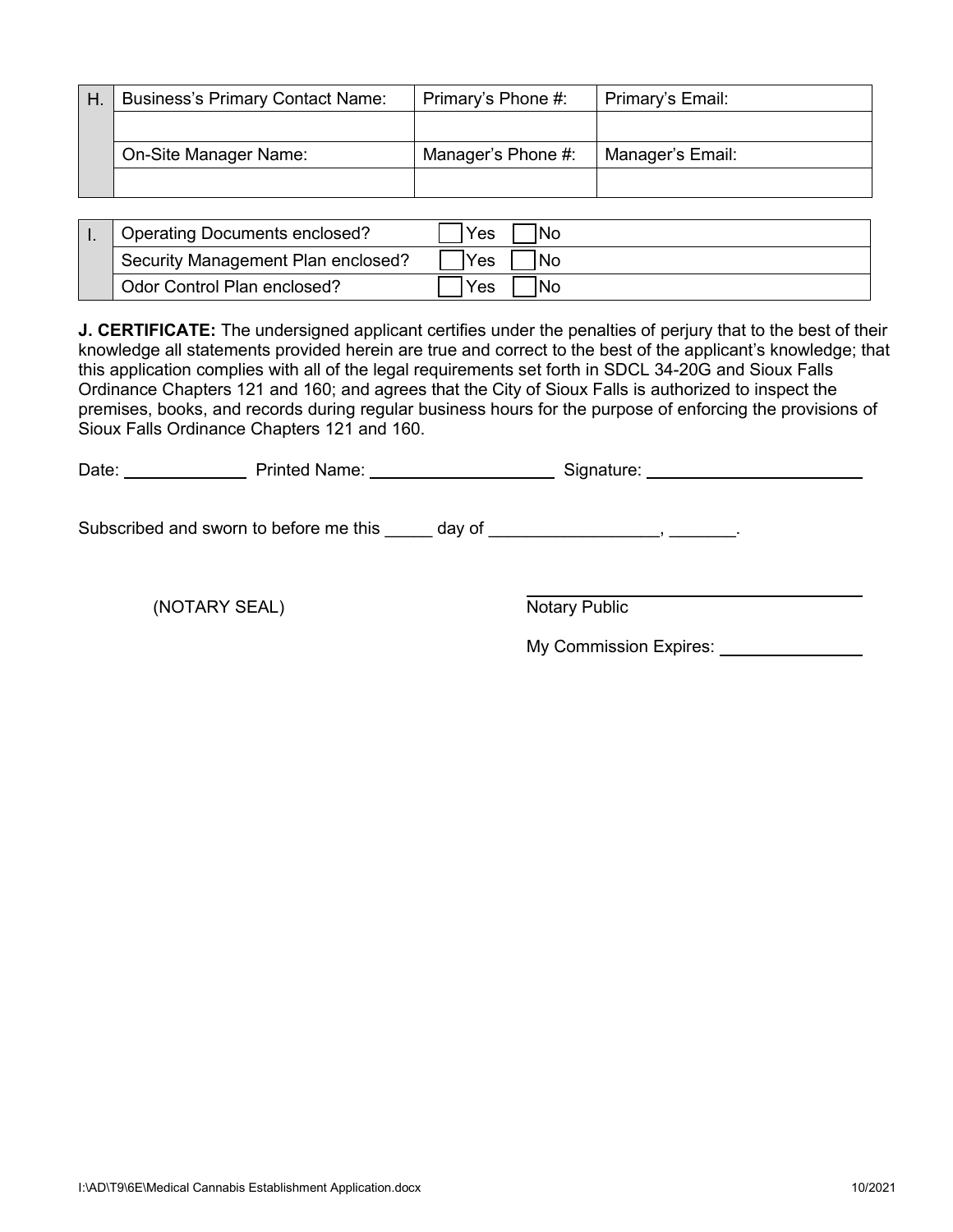| | | | |
|---|---|---|---|
| H. | Business's Primary Contact Name: | Primary's Phone #: | Primary's Email: |
| | | | |
| | On-Site Manager Name: | Manager's Phone #: | Manager's Email: |
| | | | |

| | | |
|---|---|---|
| I. | Operating Documents enclosed? | ☐ Yes ☐ No |
| | Security Management Plan enclosed? | ☐ Yes ☐ No |
| | Odor Control Plan enclosed? | ☐ Yes ☐ No |

**J. CERTIFICATE:** The undersigned applicant certifies under the penalties of perjury that to the best of their knowledge all statements provided herein are true and correct to the best of the applicant's knowledge; that this application complies with all of the legal requirements set forth in SDCL 34-20G and Sioux Falls Ordinance Chapters 121 and 160; and agrees that the City of Sioux Falls is authorized to inspect the premises, books, and records during regular business hours for the purpose of enforcing the provisions of Sioux Falls Ordinance Chapters 121 and 160.

Date: ____________ Printed Name: ____________________ Signature: ________________________

Subscribed and sworn to before me this _____ day of __________________, _______.

(NOTARY SEAL)

____________________________________
Notary Public

My Commission Expires: _______________

I:\AD\T9\6E\Medical Cannabis Establishment Application.docx 10/2021